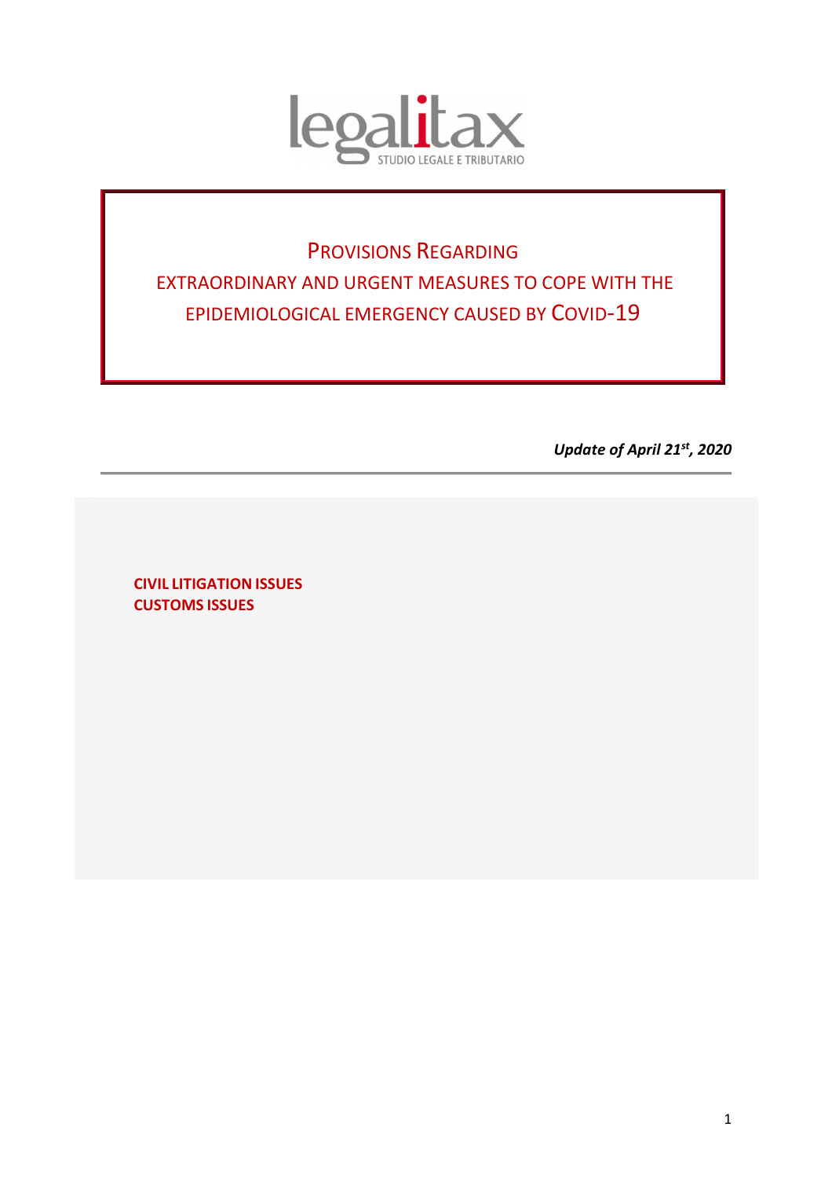legalitax
STUDIO LEGALE E TRIBUTARIO

# Provisions Regarding Extraordinary and Urgent Measures to Cope with the Epidemiological Emergency Caused by Covid-19

***Update of April 21st, 2020***

---

**CIVIL LITIGATION ISSUES**
**CUSTOMS ISSUES**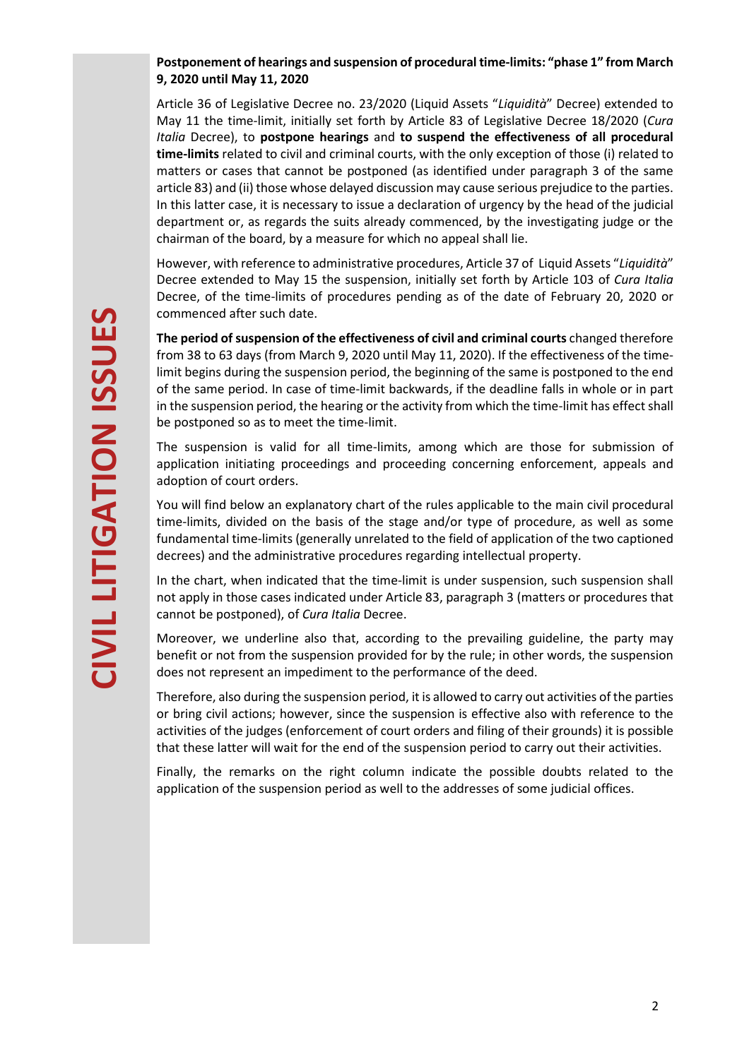**Postponement of hearings and suspension of procedural time-limits: "phase 1" from March 9, 2020 until May 11, 2020**

Article 36 of Legislative Decree no. 23/2020 (Liquid Assets "*Liquidità*" Decree) extended to May 11 the time-limit, initially set forth by Article 83 of Legislative Decree 18/2020 (*Cura Italia* Decree), to **postpone hearings** and **to suspend the effectiveness of all procedural time-limits** related to civil and criminal courts, with the only exception of those (i) related to matters or cases that cannot be postponed (as identified under paragraph 3 of the same article 83) and (ii) those whose delayed discussion may cause serious prejudice to the parties. In this latter case, it is necessary to issue a declaration of urgency by the head of the judicial department or, as regards the suits already commenced, by the investigating judge or the chairman of the board, by a measure for which no appeal shall lie.

However, with reference to administrative procedures, Article 37 of Liquid Assets "*Liquidità*" Decree extended to May 15 the suspension, initially set forth by Article 103 of *Cura Italia* Decree, of the time-limits of procedures pending as of the date of February 20, 2020 or commenced after such date.

**The period of suspension of the effectiveness of civil and criminal courts** changed therefore from 38 to 63 days (from March 9, 2020 until May 11, 2020). If the effectiveness of the time-limit begins during the suspension period, the beginning of the same is postponed to the end of the same period. In case of time-limit backwards, if the deadline falls in whole or in part in the suspension period, the hearing or the activity from which the time-limit has effect shall be postponed so as to meet the time-limit.

The suspension is valid for all time-limits, among which are those for submission of application initiating proceedings and proceeding concerning enforcement, appeals and adoption of court orders.

You will find below an explanatory chart of the rules applicable to the main civil procedural time-limits, divided on the basis of the stage and/or type of procedure, as well as some fundamental time-limits (generally unrelated to the field of application of the two captioned decrees) and the administrative procedures regarding intellectual property.

In the chart, when indicated that the time-limit is under suspension, such suspension shall not apply in those cases indicated under Article 83, paragraph 3 (matters or procedures that cannot be postponed), of *Cura Italia* Decree.

Moreover, we underline also that, according to the prevailing guideline, the party may benefit or not from the suspension provided for by the rule; in other words, the suspension does not represent an impediment to the performance of the deed.

Therefore, also during the suspension period, it is allowed to carry out activities of the parties or bring civil actions; however, since the suspension is effective also with reference to the activities of the judges (enforcement of court orders and filing of their grounds) it is possible that these latter will wait for the end of the suspension period to carry out their activities.

Finally, the remarks on the right column indicate the possible doubts related to the application of the suspension period as well to the addresses of some judicial offices.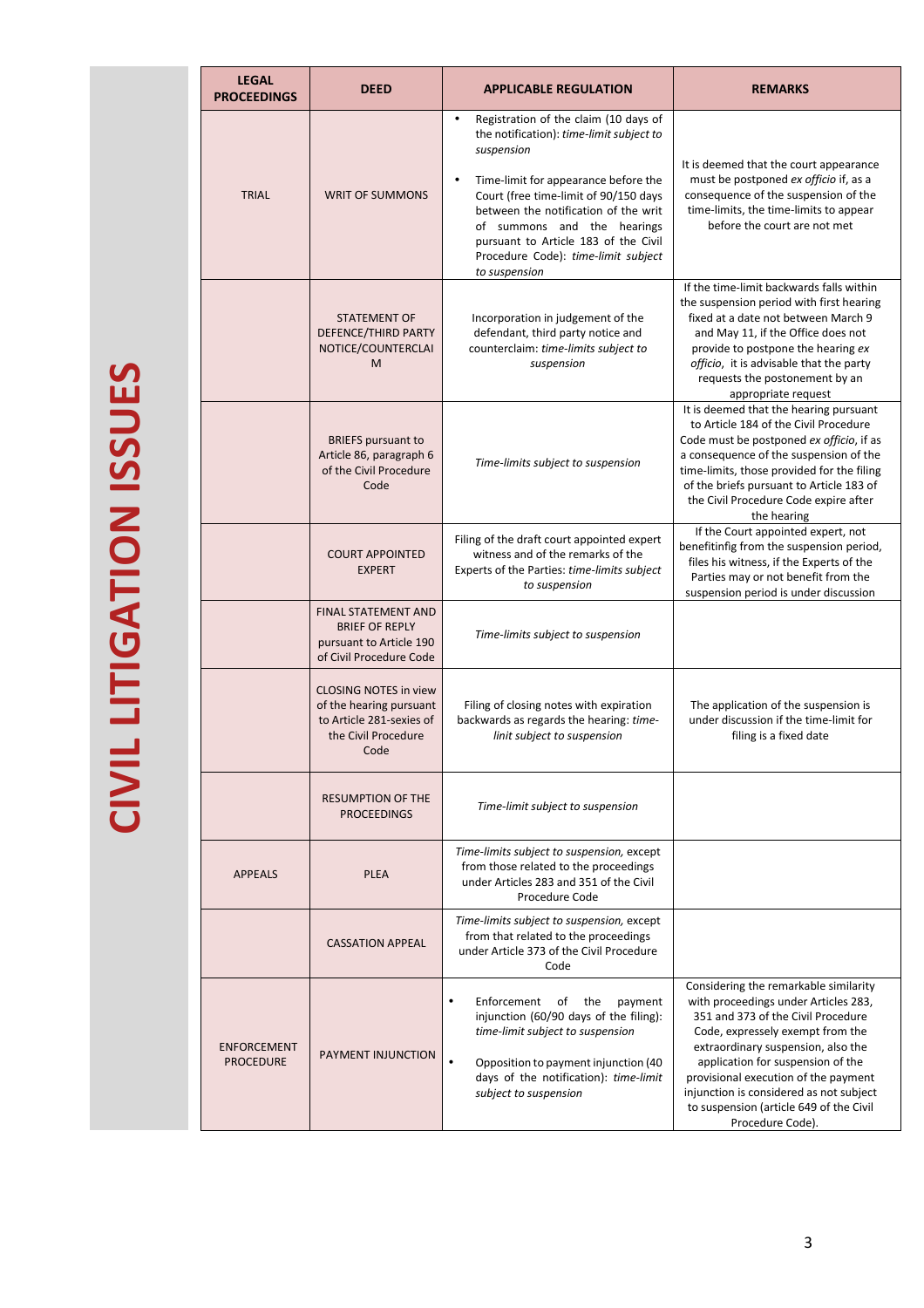# CIVIL LITIGATION ISSUES

| LEGAL PROCEEDINGS | DEED | APPLICABLE REGULATION | REMARKS |
|---|---|---|---|
| TRIAL | WRIT OF SUMMONS | • Registration of the claim (10 days of the notification): *time-limit subject to suspension*<br>• Time-limit for appearance before the Court (free time-limit of 90/150 days between the notification of the writ of summons and the hearings pursuant to Article 183 of the Civil Procedure Code): *time-limit subject to suspension* | It is deemed that the court appearance must be postponed *ex officio* if, as a consequence of the suspension of the time-limits, the time-limits to appear before the court are not met |
| | STATEMENT OF DEFENCE/THIRD PARTY NOTICE/COUNTERCLAIM | Incorporation in judgement of the defendant, third party notice and counterclaim: *time-limits subject to suspension* | If the time-limit backwards falls within the suspension period with first hearing fixed at a date not between March 9 and May 11, if the Office does not provide to postpone the hearing *ex officio*, it is advisable that the party requests the postonement by an appropriate request |
| | BRIEFS pursuant to Article 86, paragraph 6 of the Civil Procedure Code | *Time-limits subject to suspension* | It is deemed that the hearing pursuant to Article 184 of the Civil Procedure Code must be postponed *ex officio*, if as a consequence of the suspension of the time-limits, those provided for the filing of the briefs pursuant to Article 183 of the Civil Procedure Code expire after the hearing |
| | COURT APPOINTED EXPERT | Filing of the draft court appointed expert witness and of the remarks of the Experts of the Parties: *time-limits subject to suspension* | If the Court appointed expert, not benefitinfig from the suspension period, files his witness, if the Experts of the Parties may or not benefit from the suspension period is under discussion |
| | FINAL STATEMENT AND BRIEF OF REPLY pursuant to Article 190 of Civil Procedure Code | *Time-limits subject to suspension* | |
| | CLOSING NOTES in view of the hearing pursuant to Article 281-sexies of the Civil Procedure Code | Filing of closing notes with expiration backwards as regards the hearing: *time-limit subject to suspension* | The application of the suspension is under discussion if the time-limit for filing is a fixed date |
| | RESUMPTION OF THE PROCEEDINGS | *Time-limit subject to suspension* | |
| APPEALS | PLEA | *Time-limits subject to suspension*, except from those related to the proceedings under Articles 283 and 351 of the Civil Procedure Code | |
| | CASSATION APPEAL | *Time-limits subject to suspension*, except from that related to the proceedings under Article 373 of the Civil Procedure Code | |
| ENFORCEMENT PROCEDURE | PAYMENT INJUNCTION | • Enforcement of the payment injunction (60/90 days of the filing): *time-limit subject to suspension*<br>• Opposition to payment injunction (40 days of the notification): *time-limit subject to suspension* | Considering the remarkable similarity with proceedings under Articles 283, 351 and 373 of the Civil Procedure Code, expressely exempt from the extraordinary suspension, also the application for suspension of the provisional execution of the payment injunction is considered as not subject to suspension (article 649 of the Civil Procedure Code). |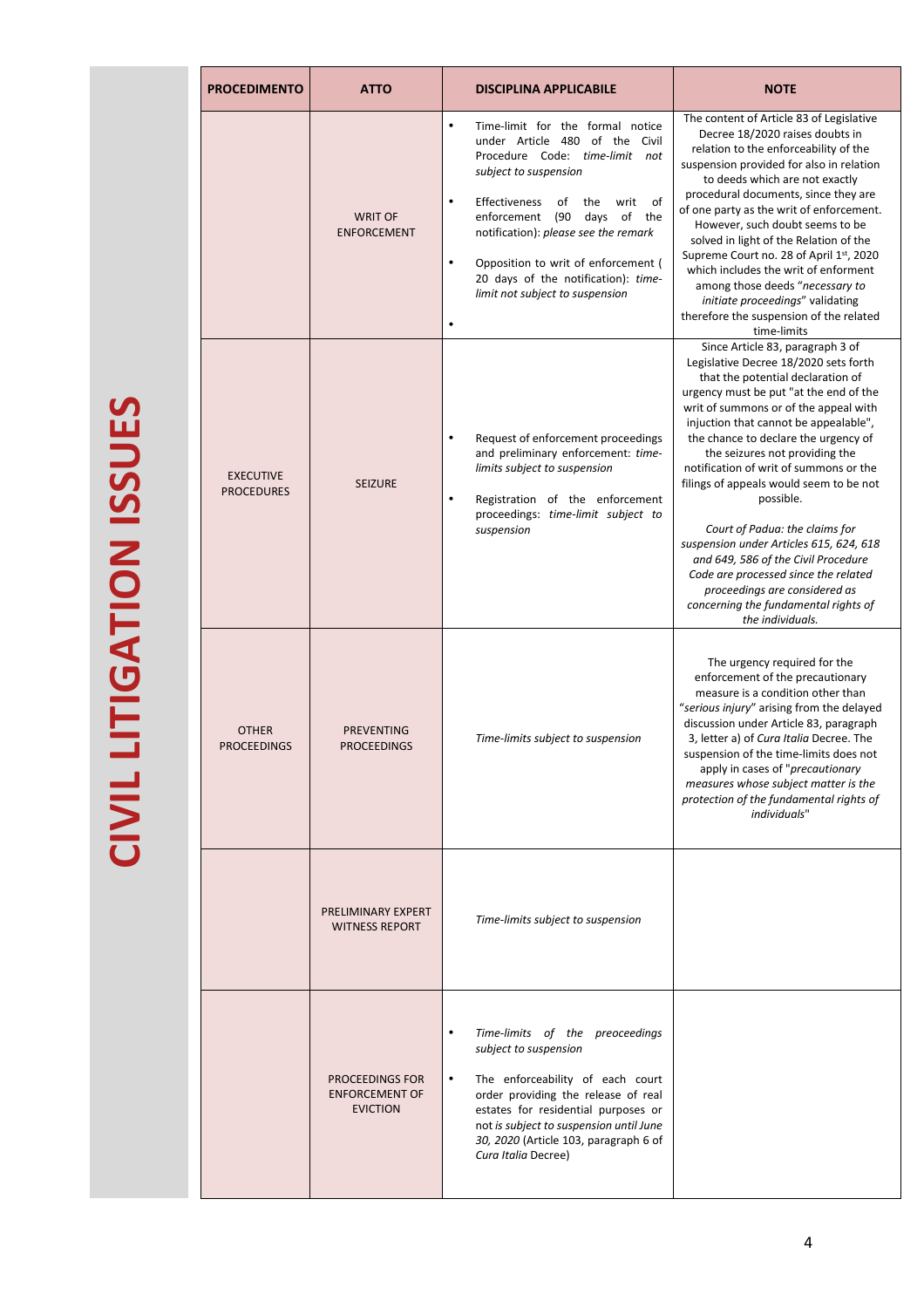# CIVIL LITIGATION ISSUES

| PROCEDIMENTO | ATTO | DISCIPLINA APPLICABILE | NOTE |
|---|---|---|---|
| | WRIT OF ENFORCEMENT | • Time-limit for the formal notice under Article 480 of the Civil Procedure Code: *time-limit not subject to suspension*<br>• Effectiveness of the writ of enforcement (90 days of the notification): *please see the remark*<br>• Opposition to writ of enforcement ( 20 days of the notification): *time-limit not subject to suspension*<br>• | The content of Article 83 of Legislative Decree 18/2020 raises doubts in relation to the enforceability of the suspension provided for also in relation to deeds which are not exactly procedural documents, since they are of one party as the writ of enforcement. However, such doubt seems to be solved in light of the Relation of the Supreme Court no. 28 of April 1st, 2020 which includes the writ of enforment among those deeds "*necessary to initiate proceedings*" validating therefore the suspension of the related time-limits |
| EXECUTIVE PROCEDURES | SEIZURE | • Request of enforcement proceedings and preliminary enforcement: *time-limits subject to suspension*<br>• Registration of the enforcement proceedings: *time-limit subject to suspension* | Since Article 83, paragraph 3 of Legislative Decree 18/2020 sets forth that the potential declaration of urgency must be put "at the end of the writ of summons or of the appeal with injuction that cannot be appealable", the chance to declare the urgency of the seizures not providing the notification of writ of summons or the filings of appeals would seem to be not possible.<br><br>*Court of Padua: the claims for suspension under Articles 615, 624, 618 and 649, 586 of the Civil Procedure Code are processed since the related proceedings are considered as concerning the fundamental rights of the individuals.* |
| OTHER PROCEEDINGS | PREVENTING PROCEEDINGS | *Time-limits subject to suspension* | The urgency required for the enforcement of the precautionary measure is a condition other than "*serious injury*" arising from the delayed discussion under Article 83, paragraph 3, letter a) of *Cura Italia* Decree. The suspension of the time-limits does not apply in cases of "*precautionary measures whose subject matter is the protection of the fundamental rights of individuals*" |
| | PRELIMINARY EXPERT WITNESS REPORT | *Time-limits subject to suspension* | |
| | PROCEEDINGS FOR ENFORCEMENT OF EVICTION | • *Time-limits of the preoceedings subject to suspension*<br>• The enforceability of each court order providing the release of real estates for residential purposes or not *is subject to suspension until June 30, 2020* (Article 103, paragraph 6 of *Cura Italia* Decree) | |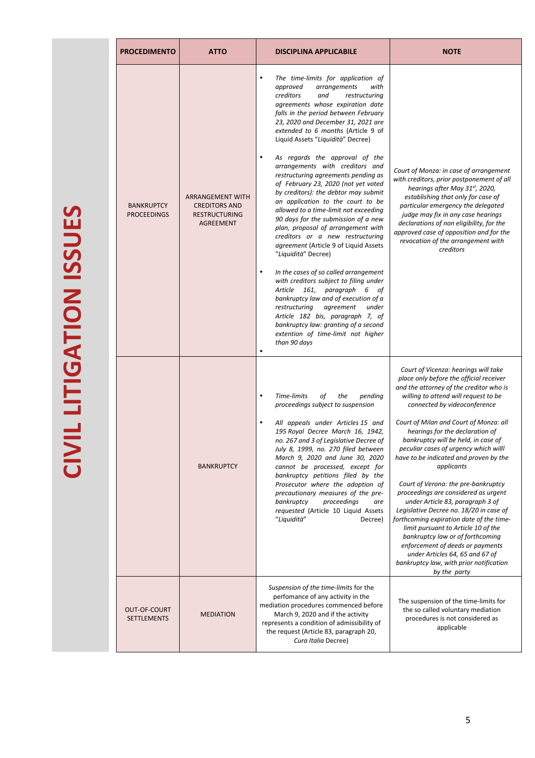# CIVIL LITIGATION ISSUES

| PROCEDIMENTO | ATTO | DISCIPLINA APPLICABILE | NOTE |
|---|---|---|---|
| BANKRUPTCY PROCEEDINGS | ARRANGEMENT WITH CREDITORS AND RESTRUCTURING AGREEMENT | • *The time-limits for application of approved arrangements with creditors and restructuring agreements whose expiration date falls in the period between February 23, 2020 and December 31, 2021 are extended to 6 months* (Article 9 of Liquid Assets "*Liquidità*" Decree)<br><br>• *As regards the approval of the arrangements with creditors and restructuring agreements pending as of February 23, 2020 (not yet voted by creditors): the debtor may submit an application to the court to be allowed to a time-limit not exceeding 90 days for the submission of a new plan, proposal of arrangement with creditors or a new restructuring agreement* (Article 9 of Liquid Assets "*Liquidità*" Decree)<br><br>• *In the cases of so called arrangement with creditors subject to filing under Article 161, paragraph 6 of bankruptcy law and of execution of a restructuring agreement under Article 182 bis, paragraph 7, of bankruptcy law: granting of a second extention of time-limit not higher than 90 days* | *Court of Monza: in case of arrangement with creditors, prior postponement of all hearings after May 31st, 2020, establishing that only for case of particular emergency the delegated judge may fix in any case hearings declarations of non eligibility, for the approved case of opposition and for the revocation of the arrangement with creditors* |
| | BANKRUPTCY | • *Time-limits of the pending proceedings subject to suspension*<br><br>• *All appeals under Articles 15 and 195 Royal Decree March 16, 1942, no. 267 and 3 of Legislative Decree of July 8, 1999, no. 270 filed between March 9, 2020 and June 30, 2020 cannot be processed, except for bankruptcy petitions filed by the Prosecutor where the adoption of precautionary measures of the pre-bankruptcy proceedings are requested* (Article 10 Liquid Assets "*Liquidità*" Decree) | *Court of Vicenza: hearings will take place only before the official receiver and the attorney of the creditor who is willing to attend will request to be connected by videoconference*<br><br>*Court of Milan and Court of Monza: all hearings for the declaration of bankruptcy will be held, in case of peculiar cases of urgency which willl have to be indicated and proven by the applicants*<br><br>*Court of Verona: the pre-bankruptcy proceedings are considered as urgent under Article 83, paragraph 3 of Legislative Decree no. 18/20 in case of forthcoming expiration date of the time-limit pursuant to Article 10 of the bankruptcy law or of forthcoming enforcement of deeds or payments under Articles 64, 65 and 67 of bankruptcy law, with prior notification by the party* |
| OUT-OF-COURT SETTLEMENTS | MEDIATION | *Suspension of the time-limits* for the perfomance of any activity in the mediation procedures commenced before March 9, 2020 and if the activity represents a condition of admissibility of the request (Article 83, paragraph 20, *Cura Italia* Decree) | The suspension of the time-limits for the so called voluntary mediation procedures is not considered as applicable |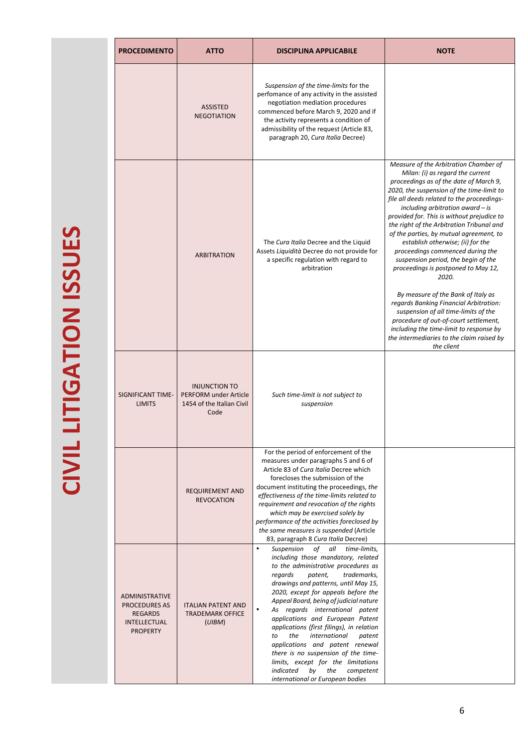# CIVIL LITIGATION ISSUES

| PROCEDIMENTO | ATTO | DISCIPLINA APPLICABILE | NOTE |
|---|---|---|---|
| | ASSISTED NEGOTIATION | *Suspension of the time-limits* for the perfomance of any activity in the assisted negotiation mediation procedures commenced before March 9, 2020 and if the activity represents a condition of admissibility of the request (Article 83, paragraph 20, *Cura Italia* Decree) | |
| | ARBITRATION | The *Cura Italia* Decree and the Liquid Assets *Liquidità* Decree do not provide for a specific regulation with regard to arbitration | *Measure of the Arbitration Chamber of Milan: (i) as regard the current proceedings as of the date of March 9, 2020, the suspension of the time-limit to file all deeds related to the proceedings- including arbitration award – is provided for. This is without prejudice to the right of the Arbitration Tribunal and of the parties, by mutual agreement, to establish otherwise; (ii) for the proceedings commenced during the suspension period, the begin of the proceedings is postponed to May 12, 2020.*<br><br>*By measure of the Bank of Italy as regards Banking Financial Arbitration: suspension of all time-limits of the procedure of out-of-court settlement, including the time-limit to response by the intermediaries to the claim raised by the client* |
| SIGNIFICANT TIME-LIMITS | INJUNCTION TO PERFORM under Article 1454 of the Italian Civil Code | *Such time-limit is not subject to suspension* | |
| | REQUIREMENT AND REVOCATION | For the period of enforcement of the measures under paragraphs 5 and 6 of Article 83 of *Cura Italia* Decree which forecloses the submission of the document instituting the proceedings, *the effectiveness of the time-limits related to requirement and revocation of the rights which may be exercised solely by performance of the activities foreclosed by the same measures is suspended* (Article 83, paragraph 8 *Cura Italia* Decree) | |
| ADMINISTRATIVE PROCEDURES AS REGARDS INTELLECTUAL PROPERTY | ITALIAN PATENT AND TRADEMARK OFFICE (*UIBM*) | • *Suspension of all time-limits, including those mandatory, related to the administrative procedures as regards patent, trademarks, drawings and patterns, until May 15, 2020, except for appeals before the Appeal Board, being of judicial nature*<br>• *As regards international patent applications and European Patent applications (first filings), in relation to the international patent applications and patent renewal there is no suspension of the time-limits, except for the limitations indicated by the competent international or European bodies* | |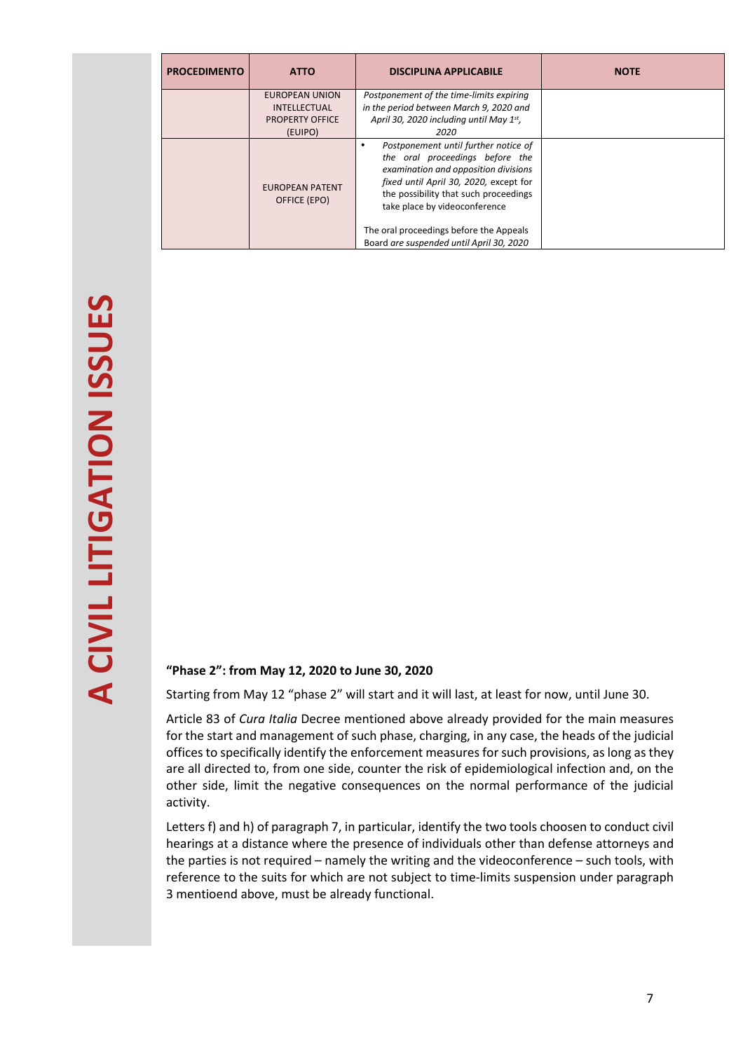| PROCEDIMENTO | ATTO | DISCIPLINA APPLICABILE | NOTE |
|---|---|---|---|
| | EUROPEAN UNION INTELLECTUAL PROPERTY OFFICE (EUIPO) | *Postponement of the time-limits expiring in the period between March 9, 2020 and April 30, 2020 including until May 1st, 2020* | |
| | EUROPEAN PATENT OFFICE (EPO) | • *Postponement until further notice of the oral proceedings before the examination and opposition divisions fixed until April 30, 2020,* except for the possibility that such proceedings take place by videoconference<br><br>The oral proceedings before the Appeals Board *are suspended until April 30, 2020* | |

**"Phase 2": from May 12, 2020 to June 30, 2020**

Starting from May 12 "phase 2" will start and it will last, at least for now, until June 30.

Article 83 of *Cura Italia* Decree mentioned above already provided for the main measures for the start and management of such phase, charging, in any case, the heads of the judicial offices to specifically identify the enforcement measures for such provisions, as long as they are all directed to, from one side, counter the risk of epidemiological infection and, on the other side, limit the negative consequences on the normal performance of the judicial activity.

Letters f) and h) of paragraph 7, in particular, identify the two tools choosen to conduct civil hearings at a distance where the presence of individuals other than defense attorneys and the parties is not required – namely the writing and the videoconference – such tools, with reference to the suits for which are not subject to time-limits suspension under paragraph 3 mentioend above, must be already functional.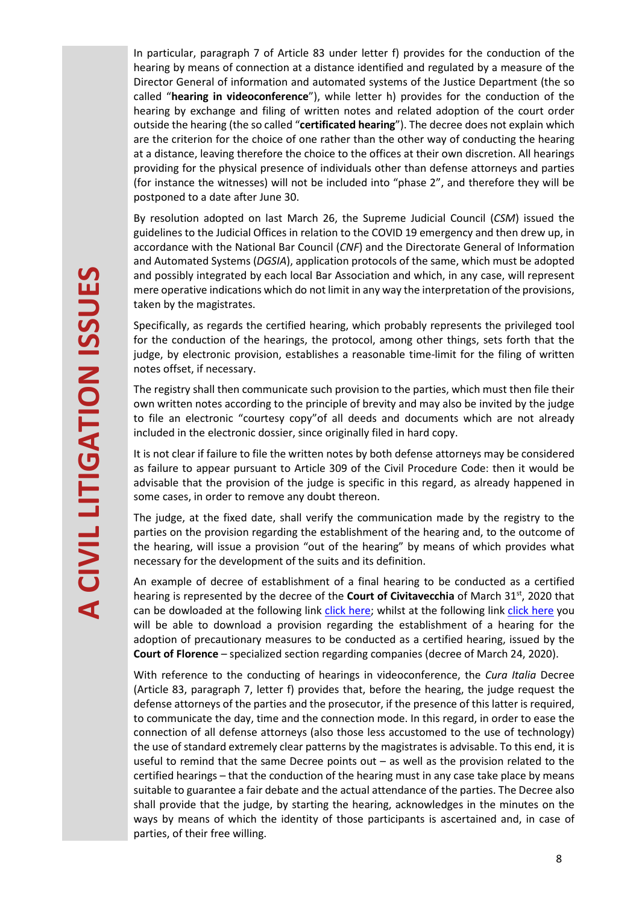In particular, paragraph 7 of Article 83 under letter f) provides for the conduction of the hearing by means of connection at a distance identified and regulated by a measure of the Director General of information and automated systems of the Justice Department (the so called "**hearing in videoconference**"), while letter h) provides for the conduction of the hearing by exchange and filing of written notes and related adoption of the court order outside the hearing (the so called "**certificated hearing**"). The decree does not explain which are the criterion for the choice of one rather than the other way of conducting the hearing at a distance, leaving therefore the choice to the offices at their own discretion. All hearings providing for the physical presence of individuals other than defense attorneys and parties (for instance the witnesses) will not be included into "phase 2", and therefore they will be postponed to a date after June 30.

By resolution adopted on last March 26, the Supreme Judicial Council (*CSM*) issued the guidelines to the Judicial Offices in relation to the COVID 19 emergency and then drew up, in accordance with the National Bar Council (*CNF*) and the Directorate General of Information and Automated Systems (*DGSIA*), application protocols of the same, which must be adopted and possibly integrated by each local Bar Association and which, in any case, will represent mere operative indications which do not limit in any way the interpretation of the provisions, taken by the magistrates.

Specifically, as regards the certified hearing, which probably represents the privileged tool for the conduction of the hearings, the protocol, among other things, sets forth that the judge, by electronic provision, establishes a reasonable time-limit for the filing of written notes offset, if necessary.

The registry shall then communicate such provision to the parties, which must then file their own written notes according to the principle of brevity and may also be invited by the judge to file an electronic "courtesy copy"of all deeds and documents which are not already included in the electronic dossier, since originally filed in hard copy.

It is not clear if failure to file the written notes by both defense attorneys may be considered as failure to appear pursuant to Article 309 of the Civil Procedure Code: then it would be advisable that the provision of the judge is specific in this regard, as already happened in some cases, in order to remove any doubt thereon.

The judge, at the fixed date, shall verify the communication made by the registry to the parties on the provision regarding the establishment of the hearing and, to the outcome of the hearing, will issue a provision "out of the hearing" by means of which provides what necessary for the development of the suits and its definition.

An example of decree of establishment of a final hearing to be conducted as a certified hearing is represented by the decree of the **Court of Civitavecchia** of March 31st, 2020 that can be dowloaded at the following link click here; whilst at the following link click here you will be able to download a provision regarding the establishment of a hearing for the adoption of precautionary measures to be conducted as a certified hearing, issued by the **Court of Florence** – specialized section regarding companies (decree of March 24, 2020).

With reference to the conducting of hearings in videoconference, the *Cura Italia* Decree (Article 83, paragraph 7, letter f) provides that, before the hearing, the judge request the defense attorneys of the parties and the prosecutor, if the presence of this latter is required, to communicate the day, time and the connection mode. In this regard, in order to ease the connection of all defense attorneys (also those less accustomed to the use of technology) the use of standard extremely clear patterns by the magistrates is advisable. To this end, it is useful to remind that the same Decree points out – as well as the provision related to the certified hearings – that the conduction of the hearing must in any case take place by means suitable to guarantee a fair debate and the actual attendance of the parties. The Decree also shall provide that the judge, by starting the hearing, acknowledges in the minutes on the ways by means of which the identity of those participants is ascertained and, in case of parties, of their free willing.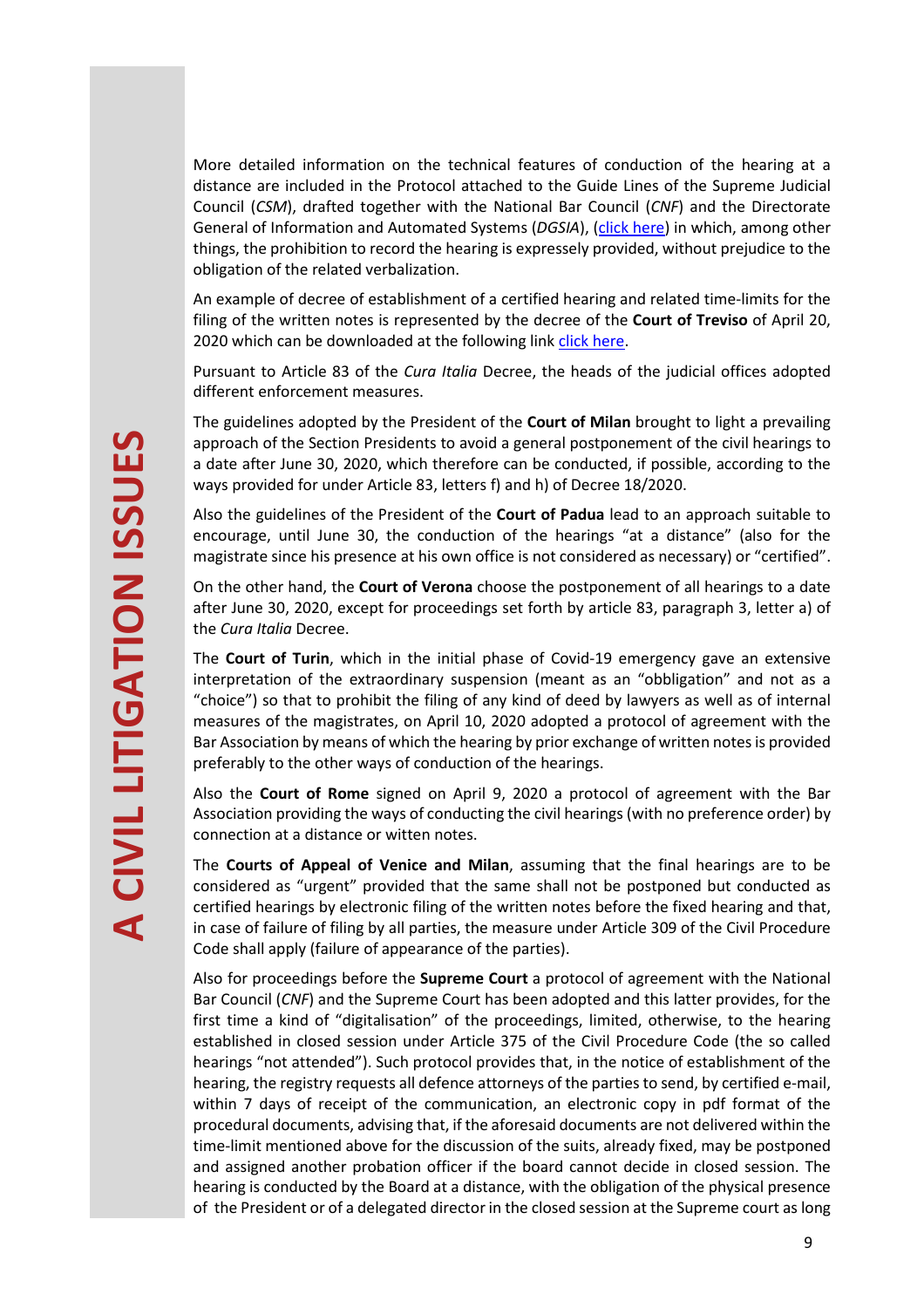More detailed information on the technical features of conduction of the hearing at a distance are included in the Protocol attached to the Guide Lines of the Supreme Judicial Council (*CSM*), drafted together with the National Bar Council (*CNF*) and the Directorate General of Information and Automated Systems (*DGSIA*), (click here) in which, among other things, the prohibition to record the hearing is expressely provided, without prejudice to the obligation of the related verbalization.

An example of decree of establishment of a certified hearing and related time-limits for the filing of the written notes is represented by the decree of the **Court of Treviso** of April 20, 2020 which can be downloaded at the following link click here.

Pursuant to Article 83 of the *Cura Italia* Decree, the heads of the judicial offices adopted different enforcement measures.

The guidelines adopted by the President of the **Court of Milan** brought to light a prevailing approach of the Section Presidents to avoid a general postponement of the civil hearings to a date after June 30, 2020, which therefore can be conducted, if possible, according to the ways provided for under Article 83, letters f) and h) of Decree 18/2020.

Also the guidelines of the President of the **Court of Padua** lead to an approach suitable to encourage, until June 30, the conduction of the hearings "at a distance" (also for the magistrate since his presence at his own office is not considered as necessary) or "certified".

On the other hand, the **Court of Verona** choose the postponement of all hearings to a date after June 30, 2020, except for proceedings set forth by article 83, paragraph 3, letter a) of the *Cura Italia* Decree.

The **Court of Turin**, which in the initial phase of Covid-19 emergency gave an extensive interpretation of the extraordinary suspension (meant as an "obbligation" and not as a "choice") so that to prohibit the filing of any kind of deed by lawyers as well as of internal measures of the magistrates, on April 10, 2020 adopted a protocol of agreement with the Bar Association by means of which the hearing by prior exchange of written notes is provided preferably to the other ways of conduction of the hearings.

Also the **Court of Rome** signed on April 9, 2020 a protocol of agreement with the Bar Association providing the ways of conducting the civil hearings (with no preference order) by connection at a distance or witten notes.

The **Courts of Appeal of Venice and Milan**, assuming that the final hearings are to be considered as "urgent" provided that the same shall not be postponed but conducted as certified hearings by electronic filing of the written notes before the fixed hearing and that, in case of failure of filing by all parties, the measure under Article 309 of the Civil Procedure Code shall apply (failure of appearance of the parties).

Also for proceedings before the **Supreme Court** a protocol of agreement with the National Bar Council (*CNF*) and the Supreme Court has been adopted and this latter provides, for the first time a kind of "digitalisation" of the proceedings, limited, otherwise, to the hearing established in closed session under Article 375 of the Civil Procedure Code (the so called hearings "not attended"). Such protocol provides that, in the notice of establishment of the hearing, the registry requests all defence attorneys of the parties to send, by certified e-mail, within 7 days of receipt of the communication, an electronic copy in pdf format of the procedural documents, advising that, if the aforesaid documents are not delivered within the time-limit mentioned above for the discussion of the suits, already fixed, may be postponed and assigned another probation officer if the board cannot decide in closed session. The hearing is conducted by the Board at a distance, with the obligation of the physical presence of the President or of a delegated director in the closed session at the Supreme court as long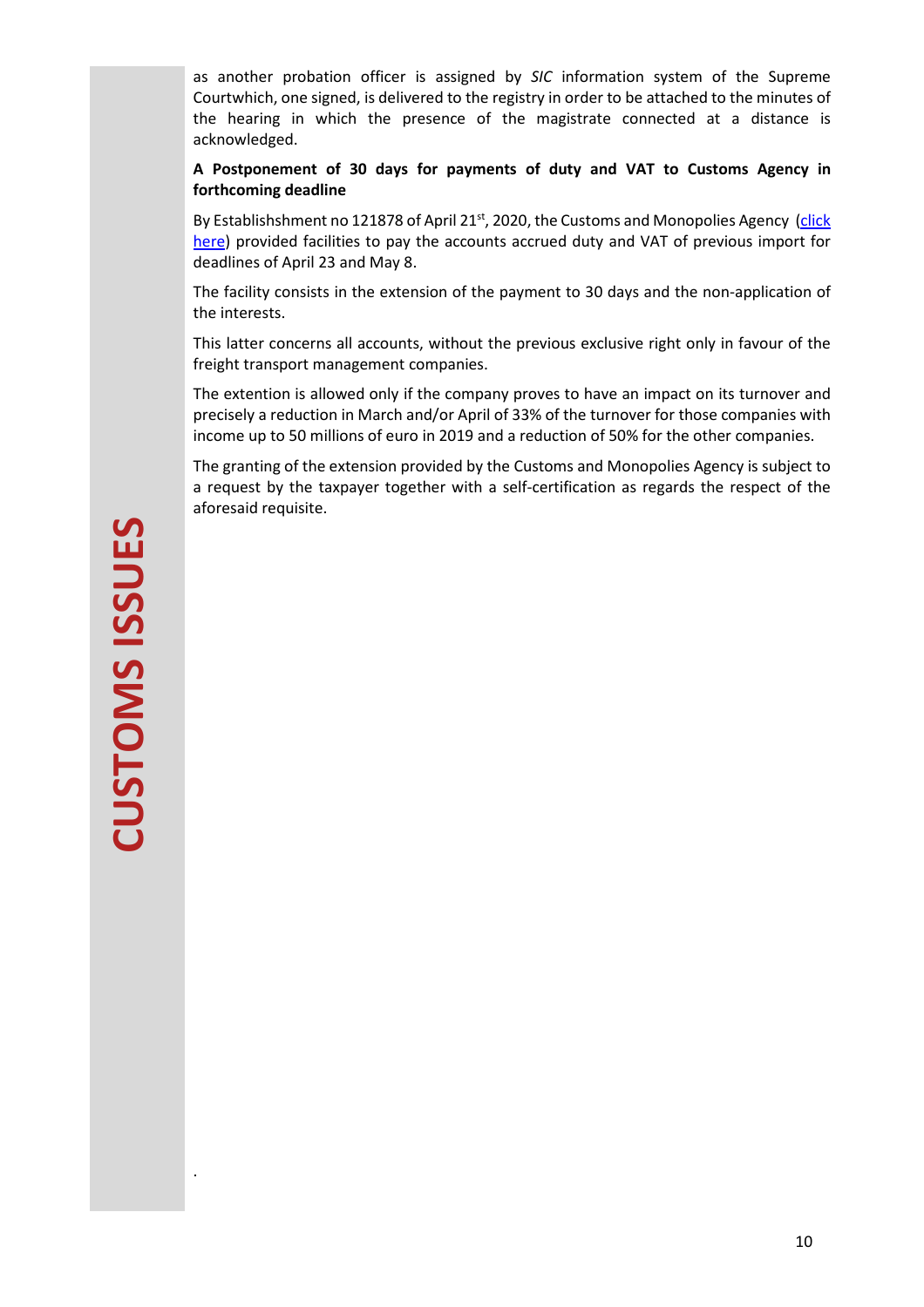as another probation officer is assigned by *SIC* information system of the Supreme Courtwhich, one signed, is delivered to the registry in order to be attached to the minutes of the hearing in which the presence of the magistrate connected at a distance is acknowledged.

# CUSTOMS ISSUES

**A Postponement of 30 days for payments of duty and VAT to Customs Agency in forthcoming deadline**

By Establishshment no 121878 of April 21st, 2020, the Customs and Monopolies Agency (click here) provided facilities to pay the accounts accrued duty and VAT of previous import for deadlines of April 23 and May 8.

The facility consists in the extension of the payment to 30 days and the non-application of the interests.

This latter concerns all accounts, without the previous exclusive right only in favour of the freight transport management companies.

The extention is allowed only if the company proves to have an impact on its turnover and precisely a reduction in March and/or April of 33% of the turnover for those companies with income up to 50 millions of euro in 2019 and a reduction of 50% for the other companies.

The granting of the extension provided by the Customs and Monopolies Agency is subject to a request by the taxpayer together with a self-certification as regards the respect of the aforesaid requisite.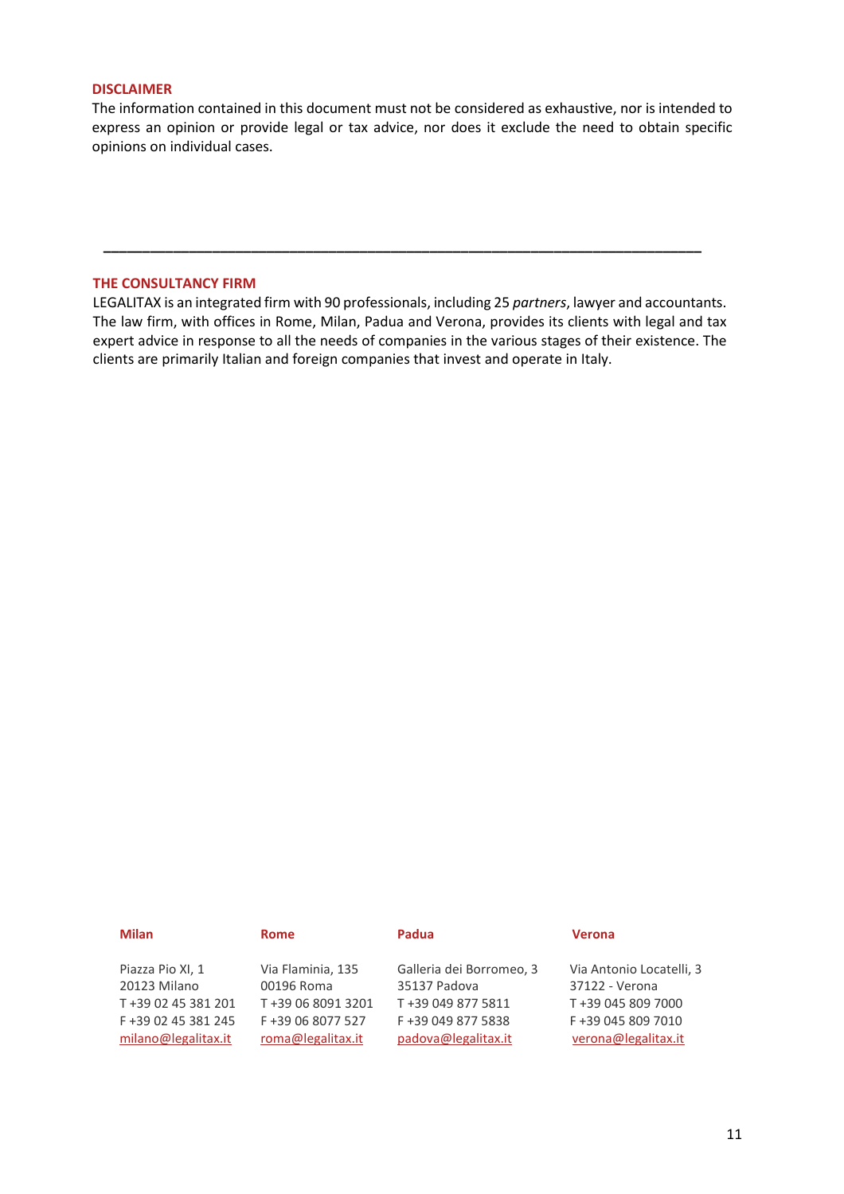## DISCLAIMER

The information contained in this document must not be considered as exhaustive, nor is intended to express an opinion or provide legal or tax advice, nor does it exclude the need to obtain specific opinions on individual cases.

---

## THE CONSULTANCY FIRM

LEGALITAX is an integrated firm with 90 professionals, including 25 *partners*, lawyer and accountants. The law firm, with offices in Rome, Milan, Padua and Verona, provides its clients with legal and tax expert advice in response to all the needs of companies in the various stages of their existence. The clients are primarily Italian and foreign companies that invest and operate in Italy.

| Milan | Rome | Padua | Verona |
|---|---|---|---|
| Piazza Pio XI, 1 | Via Flaminia, 135 | Galleria dei Borromeo, 3 | Via Antonio Locatelli, 3 |
| 20123 Milano | 00196 Roma | 35137 Padova | 37122 - Verona |
| T +39 02 45 381 201 | T +39 06 8091 3201 | T +39 049 877 5811 | T +39 045 809 7000 |
| F +39 02 45 381 245 | F +39 06 8077 527 | F +39 049 877 5838 | F +39 045 809 7010 |
| milano@legalitax.it | roma@legalitax.it | padova@legalitax.it | verona@legalitax.it |